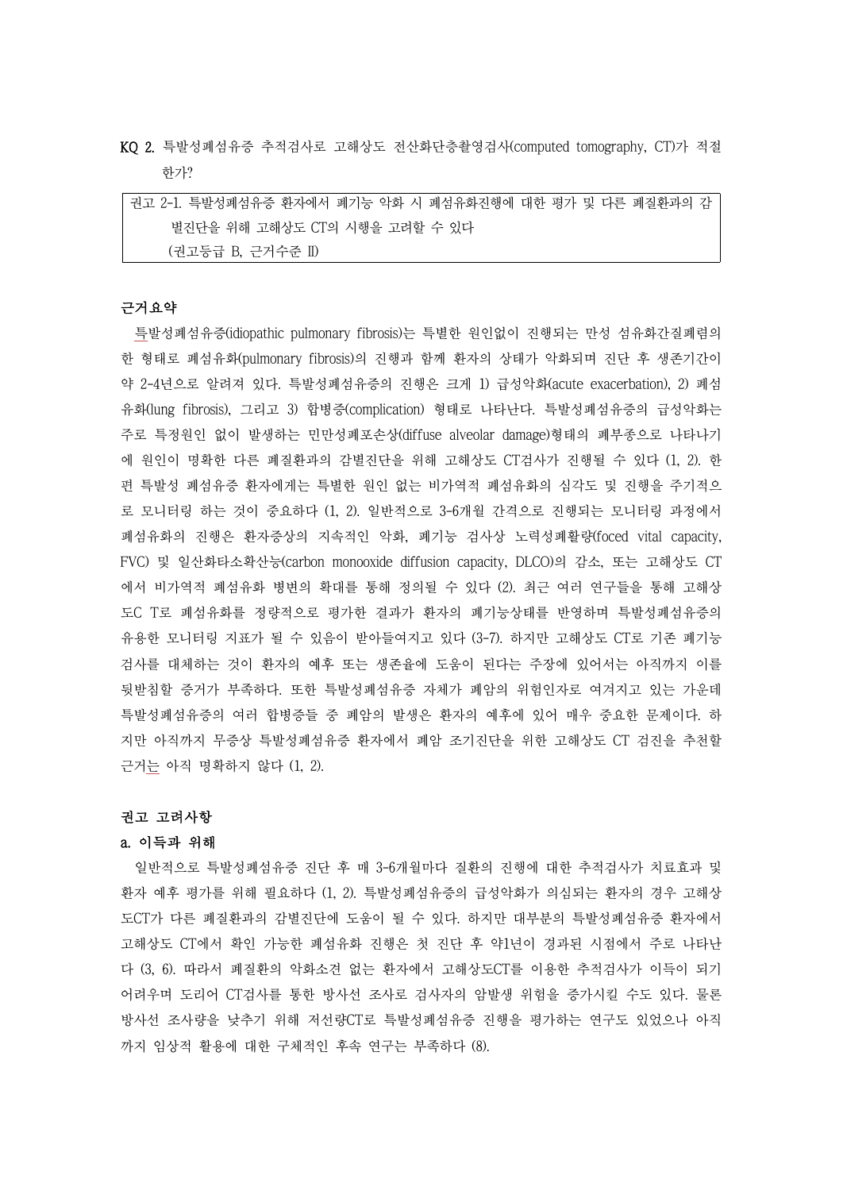**KQ 2.** 특발성폐섬유증 추적검사로 고해상도 전산화단층촬영검사(computed tomography, CT)가 적절한가?

> 권고 2-1. 특발성폐섬유증 환자에서 폐기능 악화 시 폐섬유화진행에 대한 평가 및 다른 폐질환과의 감별진단을 위해 고해상도 CT의 시행을 고려할 수 있다
> (권고등급 B, 근거수준 II)

### 근거요약

특발성폐섬유증(idiopathic pulmonary fibrosis)는 특별한 원인없이 진행되는 만성 섬유화간질폐렴의 한 형태로 폐섬유화(pulmonary fibrosis)의 진행과 함께 환자의 상태가 악화되며 진단 후 생존기간이 약 2-4년으로 알려져 있다. 특발성폐섬유증의 진행은 크게 1) 급성악화(acute exacerbation), 2) 폐섬유화(lung fibrosis), 그리고 3) 합병증(complication) 형태로 나타난다. 특발성폐섬유증의 급성악화는 주로 특정원인 없이 발생하는 민만성폐포손상(diffuse alveolar damage)형태의 폐부종으로 나타나기에 원인이 명확한 다른 폐질환과의 감별진단을 위해 고해상도 CT검사가 진행될 수 있다 (1, 2). 한편 특발성 폐섬유증 환자에게는 특별한 원인 없는 비가역적 폐섬유화의 심각도 및 진행을 주기적으로 모니터링 하는 것이 중요하다 (1, 2). 일반적으로 3-6개월 간격으로 진행되는 모니터링 과정에서 폐섬유화의 진행은 환자증상의 지속적인 악화, 폐기능 검사상 노력성폐활량(foced vital capacity, FVC) 및 일산화탄소확산능(carbon monooxide diffusion capacity, DLCO)의 감소, 또는 고해상도 CT에서 비가역적 폐섬유화 병변의 확대를 통해 정의될 수 있다 (2). 최근 여러 연구들을 통해 고해상도C T로 폐섬유화를 정량적으로 평가한 결과가 환자의 폐기능상태를 반영하며 특발성폐섬유증의 유용한 모니터링 지표가 될 수 있음이 받아들여지고 있다 (3-7). 하지만 고해상도 CT로 기존 폐기능검사를 대체하는 것이 환자의 예후 또는 생존율에 도움이 된다는 주장에 있어서는 아직까지 이를 뒷받침할 증거가 부족하다. 또한 특발성폐섬유증 자체가 폐암의 위험인자로 여겨지고 있는 가운데 특발성폐섬유증의 여러 합병증들 중 폐암의 발생은 환자의 예후에 있어 매우 중요한 문제이다. 하지만 아직까지 무증상 특발성폐섬유증 환자에서 폐암 조기진단을 위한 고해상도 CT 검진을 추천할 근거는 아직 명확하지 않다 (1, 2).

### 권고 고려사항

#### a. 이득과 위해

일반적으로 특발성폐섬유증 진단 후 매 3-6개월마다 질환의 진행에 대한 추적검사가 치료효과 및 환자 예후 평가를 위해 필요하다 (1, 2). 특발성폐섬유증의 급성악화가 의심되는 환자의 경우 고해상도CT가 다른 폐질환과의 감별진단에 도움이 될 수 있다. 하지만 대부분의 특발성폐섬유증 환자에서 고해상도 CT에서 확인 가능한 폐섬유화 진행은 첫 진단 후 약1년이 경과된 시점에서 주로 나타난다 (3, 6). 따라서 폐질환의 악화소견 없는 환자에서 고해상도CT를 이용한 추적검사가 이득이 되기 어려우며 도리어 CT검사를 통한 방사선 조사로 검사자의 암발생 위험을 증가시킬 수도 있다. 물론 방사선 조사량을 낮추기 위해 저선량CT로 특발성폐섬유증 진행을 평가하는 연구도 있었으나 아직까지 임상적 활용에 대한 구체적인 후속 연구는 부족하다 (8).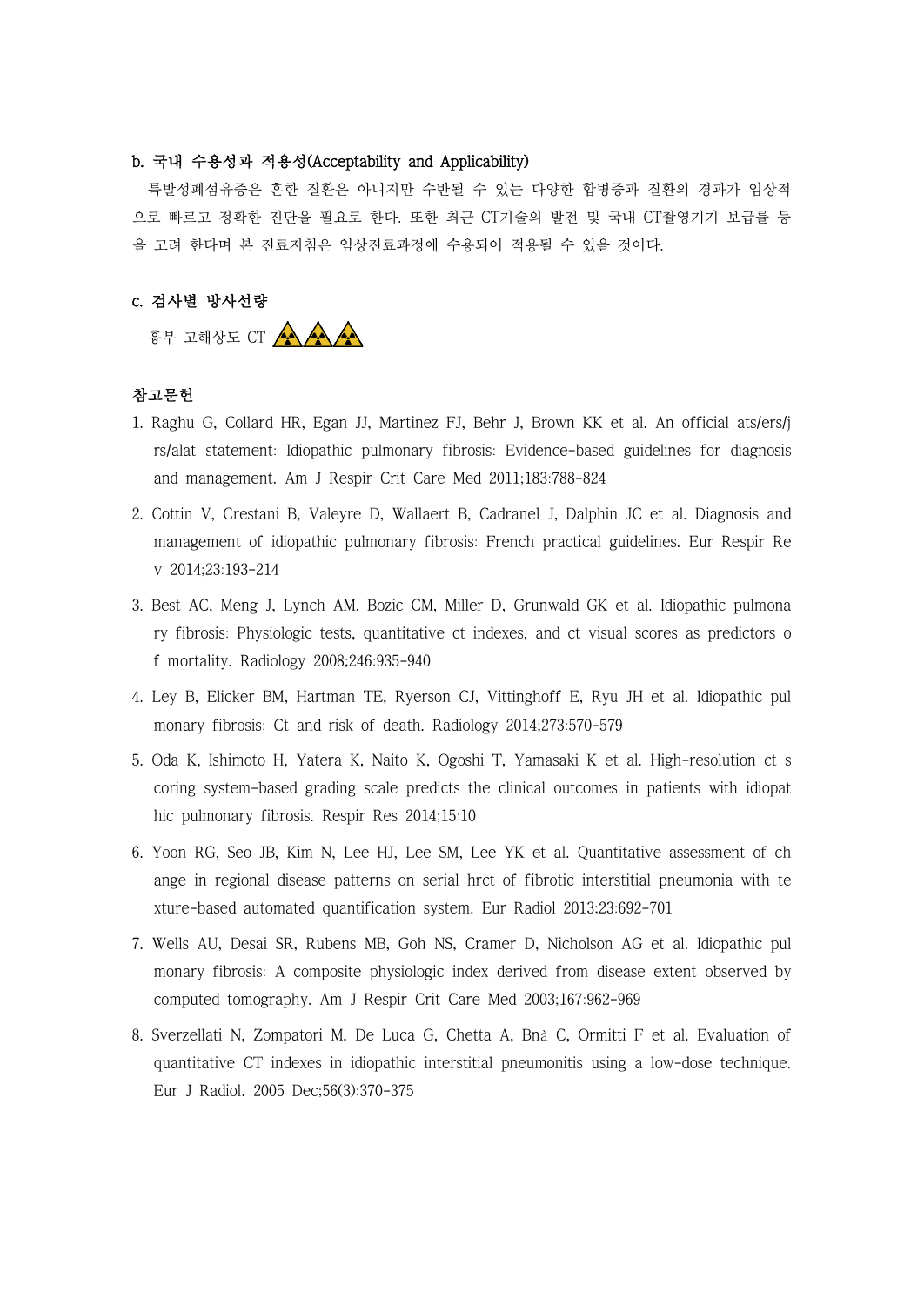### b. 국내 수용성과 적용성(Acceptability and Applicability)

특발성폐섬유증은 흔한 질환은 아니지만 수반될 수 있는 다양한 합병증과 질환의 경과가 임상적으로 빠르고 정확한 진단을 필요로 한다. 또한 최근 CT기술의 발전 및 국내 CT촬영기기 보급률 등을 고려 한다며 본 진료지침은 임상진료과정에 수용되어 적용될 수 있을 것이다.

### c. 검사별 방사선량

흉부 고해상도 CT ☢☢☢

### 참고문헌

1. Raghu G, Collard HR, Egan JJ, Martinez FJ, Behr J, Brown KK et al. An official ats/ers/jrs/alat statement: Idiopathic pulmonary fibrosis: Evidence-based guidelines for diagnosis and management. Am J Respir Crit Care Med 2011;183:788-824
2. Cottin V, Crestani B, Valeyre D, Wallaert B, Cadranel J, Dalphin JC et al. Diagnosis and management of idiopathic pulmonary fibrosis: French practical guidelines. Eur Respir Rev 2014;23:193-214
3. Best AC, Meng J, Lynch AM, Bozic CM, Miller D, Grunwald GK et al. Idiopathic pulmonary fibrosis: Physiologic tests, quantitative ct indexes, and ct visual scores as predictors of mortality. Radiology 2008;246:935-940
4. Ley B, Elicker BM, Hartman TE, Ryerson CJ, Vittinghoff E, Ryu JH et al. Idiopathic pulmonary fibrosis: Ct and risk of death. Radiology 2014;273:570-579
5. Oda K, Ishimoto H, Yatera K, Naito K, Ogoshi T, Yamasaki K et al. High-resolution ct scoring system-based grading scale predicts the clinical outcomes in patients with idiopathic pulmonary fibrosis. Respir Res 2014;15:10
6. Yoon RG, Seo JB, Kim N, Lee HJ, Lee SM, Lee YK et al. Quantitative assessment of change in regional disease patterns on serial hrct of fibrotic interstitial pneumonia with texture-based automated quantification system. Eur Radiol 2013;23:692-701
7. Wells AU, Desai SR, Rubens MB, Goh NS, Cramer D, Nicholson AG et al. Idiopathic pulmonary fibrosis: A composite physiologic index derived from disease extent observed by computed tomography. Am J Respir Crit Care Med 2003;167:962-969
8. Sverzellati N, Zompatori M, De Luca G, Chetta A, Bnà C, Ormitti F et al. Evaluation of quantitative CT indexes in idiopathic interstitial pneumonitis using a low-dose technique. Eur J Radiol. 2005 Dec;56(3):370-375